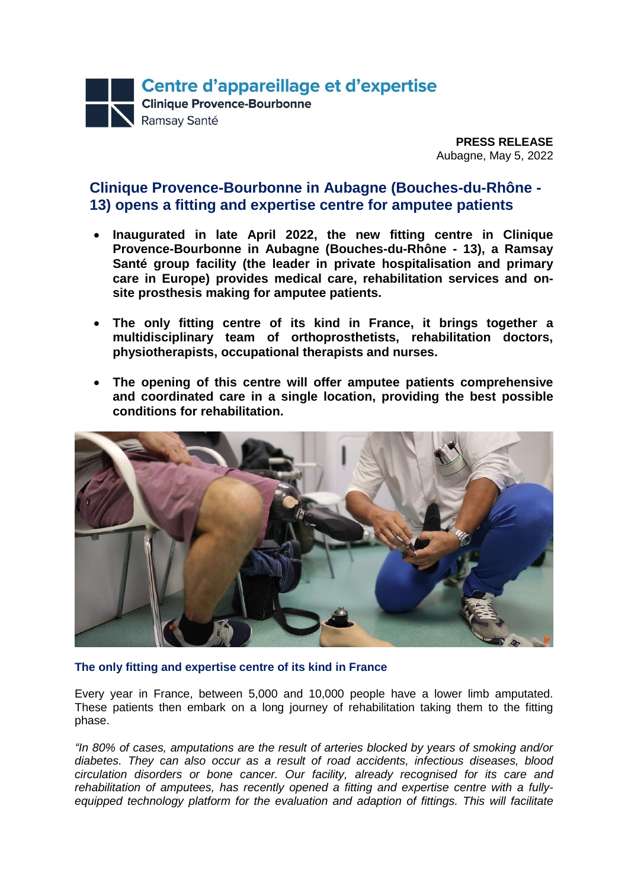**Centre d'appareillage et d'expertise**
**Clinique Provence-Bourbonne**
Ramsay Santé

**PRESS RELEASE**
Aubagne, May 5, 2022

# Clinique Provence-Bourbonne in Aubagne (Bouches-du-Rhône - 13) opens a fitting and expertise centre for amputee patients

- **Inaugurated in late April 2022, the new fitting centre in Clinique Provence-Bourbonne in Aubagne (Bouches-du-Rhône - 13), a Ramsay Santé group facility (the leader in private hospitalisation and primary care in Europe) provides medical care, rehabilitation services and on-site prosthesis making for amputee patients.**

- **The only fitting centre of its kind in France, it brings together a multidisciplinary team of orthoprosthetists, rehabilitation doctors, physiotherapists, occupational therapists and nurses.**

- **The opening of this centre will offer amputee patients comprehensive and coordinated care in a single location, providing the best possible conditions for rehabilitation.**

## The only fitting and expertise centre of its kind in France

Every year in France, between 5,000 and 10,000 people have a lower limb amputated. These patients then embark on a long journey of rehabilitation taking them to the fitting phase.

*"In 80% of cases, amputations are the result of arteries blocked by years of smoking and/or diabetes. They can also occur as a result of road accidents, infectious diseases, blood circulation disorders or bone cancer. Our facility, already recognised for its care and rehabilitation of amputees, has recently opened a fitting and expertise centre with a fully-equipped technology platform for the evaluation and adaption of fittings. This will facilitate*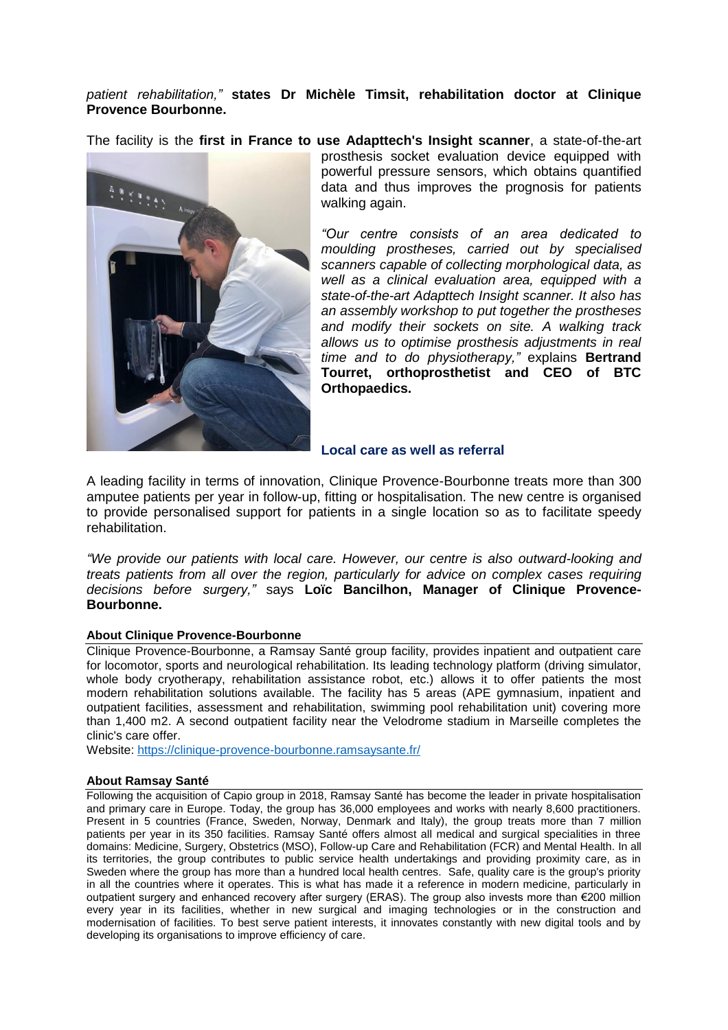*patient rehabilitation,"* **states Dr Michèle Timsit, rehabilitation doctor at Clinique Provence Bourbonne.**

The facility is the **first in France to use Adapttech's Insight scanner**, a state-of-the-art prosthesis socket evaluation device equipped with powerful pressure sensors, which obtains quantified data and thus improves the prognosis for patients walking again.

*"Our centre consists of an area dedicated to moulding prostheses, carried out by specialised scanners capable of collecting morphological data, as well as a clinical evaluation area, equipped with a state-of-the-art Adapttech Insight scanner. It also has an assembly workshop to put together the prostheses and modify their sockets on site. A walking track allows us to optimise prosthesis adjustments in real time and to do physiotherapy,"* explains **Bertrand Tourret, orthoprosthetist and CEO of BTC Orthopaedics.**

## Local care as well as referral

A leading facility in terms of innovation, Clinique Provence-Bourbonne treats more than 300 amputee patients per year in follow-up, fitting or hospitalisation. The new centre is organised to provide personalised support for patients in a single location so as to facilitate speedy rehabilitation.

*"We provide our patients with local care. However, our centre is also outward-looking and treats patients from all over the region, particularly for advice on complex cases requiring decisions before surgery,"* says **Loïc Bancilhon, Manager of Clinique Provence-Bourbonne.**

### About Clinique Provence-Bourbonne

Clinique Provence-Bourbonne, a Ramsay Santé group facility, provides inpatient and outpatient care for locomotor, sports and neurological rehabilitation. Its leading technology platform (driving simulator, whole body cryotherapy, rehabilitation assistance robot, etc.) allows it to offer patients the most modern rehabilitation solutions available. The facility has 5 areas (APE gymnasium, inpatient and outpatient facilities, assessment and rehabilitation, swimming pool rehabilitation unit) covering more than 1,400 m2. A second outpatient facility near the Velodrome stadium in Marseille completes the clinic's care offer.

Website: https://clinique-provence-bourbonne.ramsaysante.fr/

### About Ramsay Santé

Following the acquisition of Capio group in 2018, Ramsay Santé has become the leader in private hospitalisation and primary care in Europe. Today, the group has 36,000 employees and works with nearly 8,600 practitioners. Present in 5 countries (France, Sweden, Norway, Denmark and Italy), the group treats more than 7 million patients per year in its 350 facilities. Ramsay Santé offers almost all medical and surgical specialities in three domains: Medicine, Surgery, Obstetrics (MSO), Follow-up Care and Rehabilitation (FCR) and Mental Health. In all its territories, the group contributes to public service health undertakings and providing proximity care, as in Sweden where the group has more than a hundred local health centres. Safe, quality care is the group's priority in all the countries where it operates. This is what has made it a reference in modern medicine, particularly in outpatient surgery and enhanced recovery after surgery (ERAS). The group also invests more than €200 million every year in its facilities, whether in new surgical and imaging technologies or in the construction and modernisation of facilities. To best serve patient interests, it innovates constantly with new digital tools and by developing its organisations to improve efficiency of care.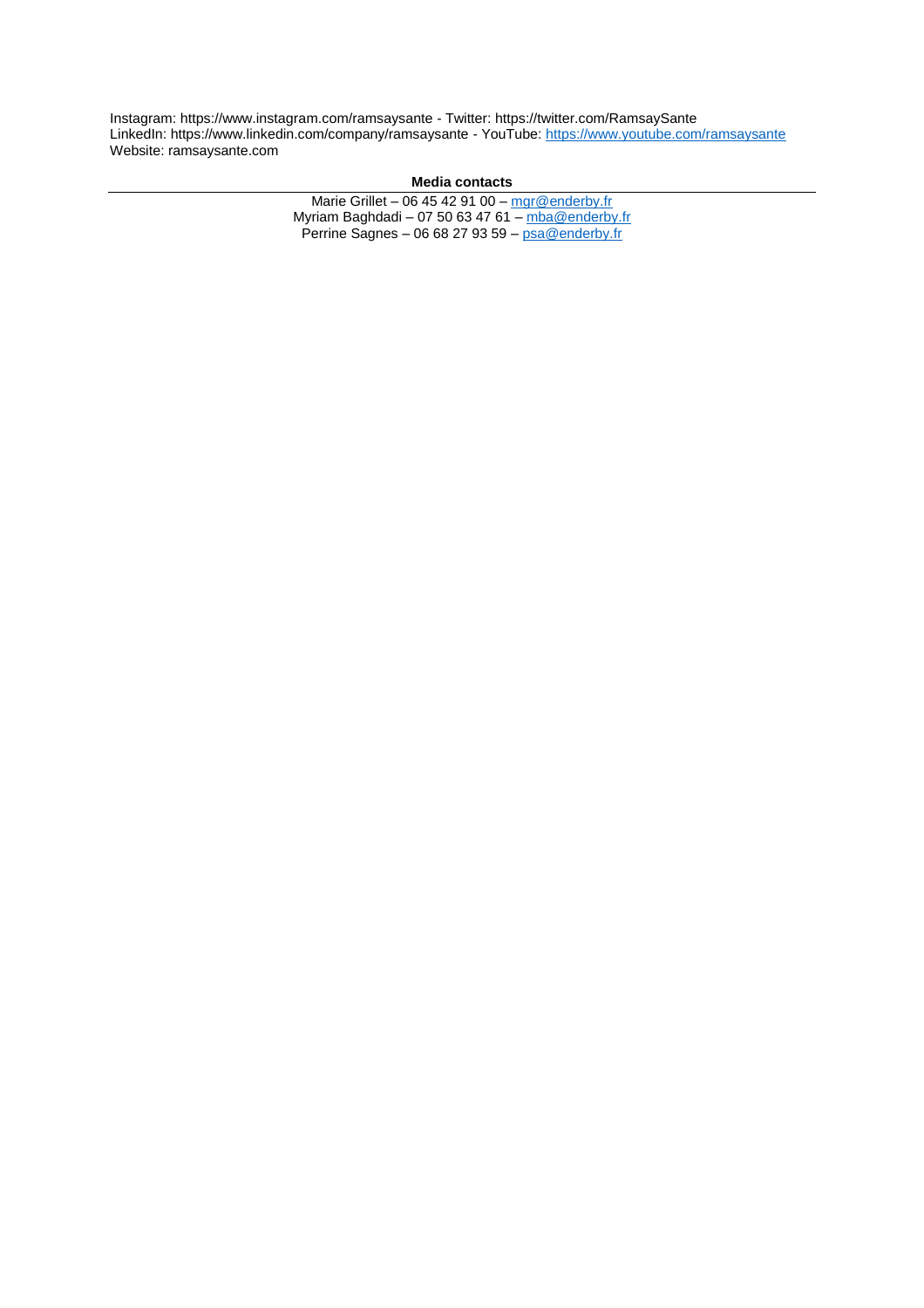Instagram: https://www.instagram.com/ramsaysante - Twitter: https://twitter.com/RamsaySante
LinkedIn: https://www.linkedin.com/company/ramsaysante - YouTube: https://www.youtube.com/ramsaysante
Website: ramsaysante.com

**Media contacts**

Marie Grillet – 06 45 42 91 00 – mgr@enderby.fr
Myriam Baghdadi – 07 50 63 47 61 – mba@enderby.fr
Perrine Sagnes – 06 68 27 93 59 – psa@enderby.fr